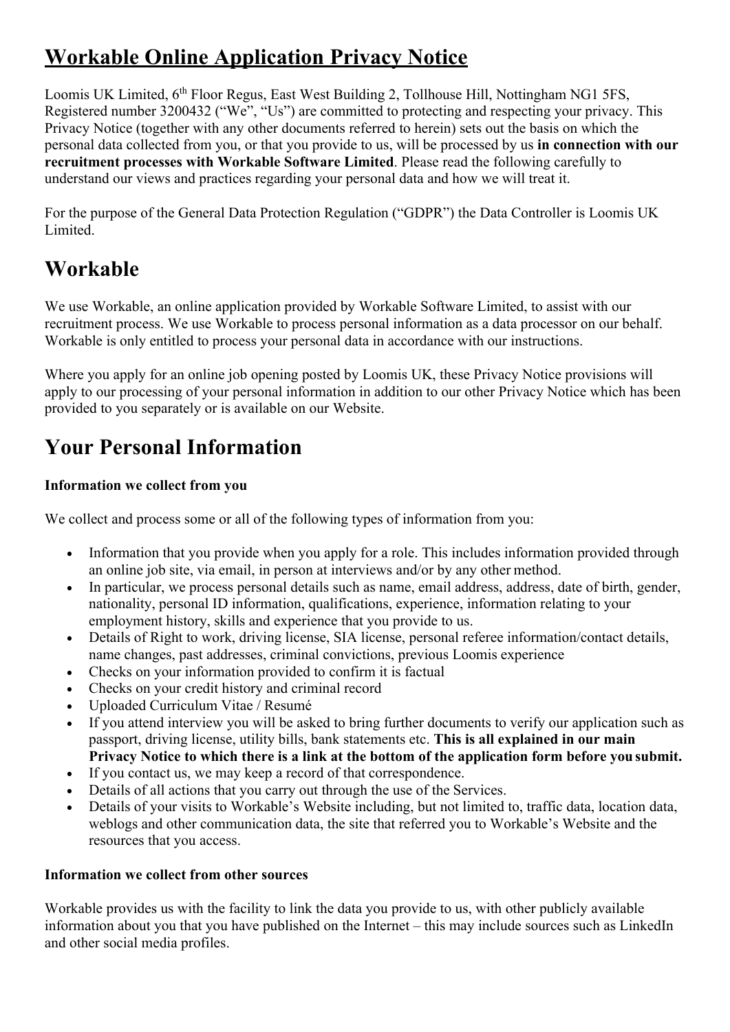# Workable Online Application Privacy Notice

Loomis UK Limited, 6th Floor Regus, East West Building 2, Tollhouse Hill, Nottingham NG1 5FS, Registered number 3200432 ("We", "Us") are committed to protecting and respecting your privacy. This Privacy Notice (together with any other documents referred to herein) sets out the basis on which the personal data collected from you, or that you provide to us, will be processed by us **in connection with our recruitment processes with Workable Software Limited**. Please read the following carefully to understand our views and practices regarding your personal data and how we will treat it.

For the purpose of the General Data Protection Regulation ("GDPR") the Data Controller is Loomis UK Limited.

# Workable

We use Workable, an online application provided by Workable Software Limited, to assist with our recruitment process. We use Workable to process personal information as a data processor on our behalf. Workable is only entitled to process your personal data in accordance with our instructions.

Where you apply for an online job opening posted by Loomis UK, these Privacy Notice provisions will apply to our processing of your personal information in addition to our other Privacy Notice which has been provided to you separately or is available on our Website.

# Your Personal Information

**Information we collect from you**

We collect and process some or all of the following types of information from you:

- Information that you provide when you apply for a role. This includes information provided through an online job site, via email, in person at interviews and/or by any other method.
- In particular, we process personal details such as name, email address, address, date of birth, gender, nationality, personal ID information, qualifications, experience, information relating to your employment history, skills and experience that you provide to us.
- Details of Right to work, driving license, SIA license, personal referee information/contact details, name changes, past addresses, criminal convictions, previous Loomis experience
- Checks on your information provided to confirm it is factual
- Checks on your credit history and criminal record
- Uploaded Curriculum Vitae / Resumé
- If you attend interview you will be asked to bring further documents to verify our application such as passport, driving license, utility bills, bank statements etc. **This is all explained in our main Privacy Notice to which there is a link at the bottom of the application form before you submit.**
- If you contact us, we may keep a record of that correspondence.
- Details of all actions that you carry out through the use of the Services.
- Details of your visits to Workable's Website including, but not limited to, traffic data, location data, weblogs and other communication data, the site that referred you to Workable's Website and the resources that you access.

**Information we collect from other sources**

Workable provides us with the facility to link the data you provide to us, with other publicly available information about you that you have published on the Internet – this may include sources such as LinkedIn and other social media profiles.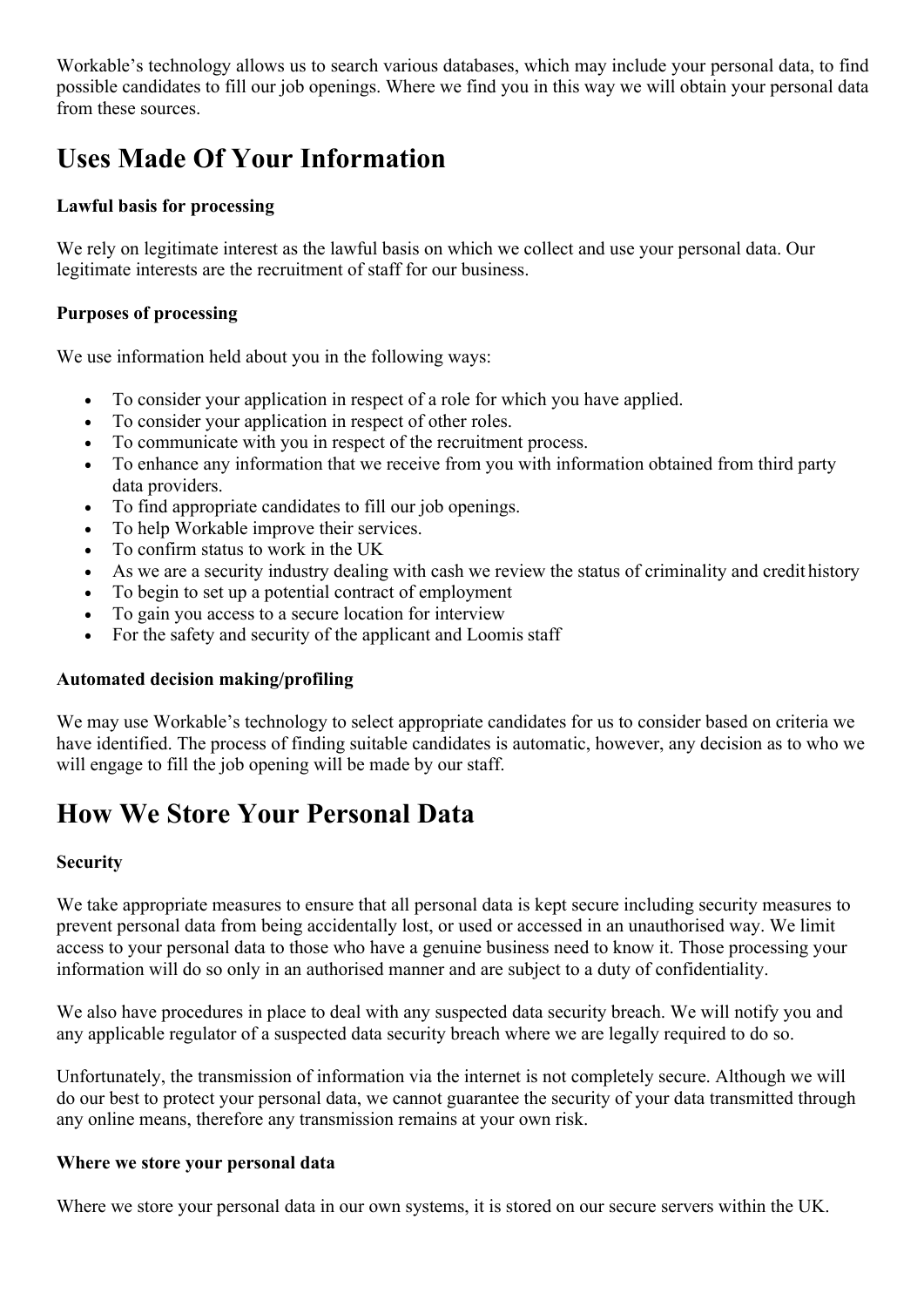Workable's technology allows us to search various databases, which may include your personal data, to find possible candidates to fill our job openings. Where we find you in this way we will obtain your personal data from these sources.

# Uses Made Of Your Information

**Lawful basis for processing**

We rely on legitimate interest as the lawful basis on which we collect and use your personal data. Our legitimate interests are the recruitment of staff for our business.

**Purposes of processing**

We use information held about you in the following ways:

- To consider your application in respect of a role for which you have applied.
- To consider your application in respect of other roles.
- To communicate with you in respect of the recruitment process.
- To enhance any information that we receive from you with information obtained from third party data providers.
- To find appropriate candidates to fill our job openings.
- To help Workable improve their services.
- To confirm status to work in the UK
- As we are a security industry dealing with cash we review the status of criminality and credit history
- To begin to set up a potential contract of employment
- To gain you access to a secure location for interview
- For the safety and security of the applicant and Loomis staff

**Automated decision making/profiling**

We may use Workable's technology to select appropriate candidates for us to consider based on criteria we have identified. The process of finding suitable candidates is automatic, however, any decision as to who we will engage to fill the job opening will be made by our staff.

# How We Store Your Personal Data

**Security**

We take appropriate measures to ensure that all personal data is kept secure including security measures to prevent personal data from being accidentally lost, or used or accessed in an unauthorised way. We limit access to your personal data to those who have a genuine business need to know it. Those processing your information will do so only in an authorised manner and are subject to a duty of confidentiality.

We also have procedures in place to deal with any suspected data security breach. We will notify you and any applicable regulator of a suspected data security breach where we are legally required to do so.

Unfortunately, the transmission of information via the internet is not completely secure. Although we will do our best to protect your personal data, we cannot guarantee the security of your data transmitted through any online means, therefore any transmission remains at your own risk.

**Where we store your personal data**

Where we store your personal data in our own systems, it is stored on our secure servers within the UK.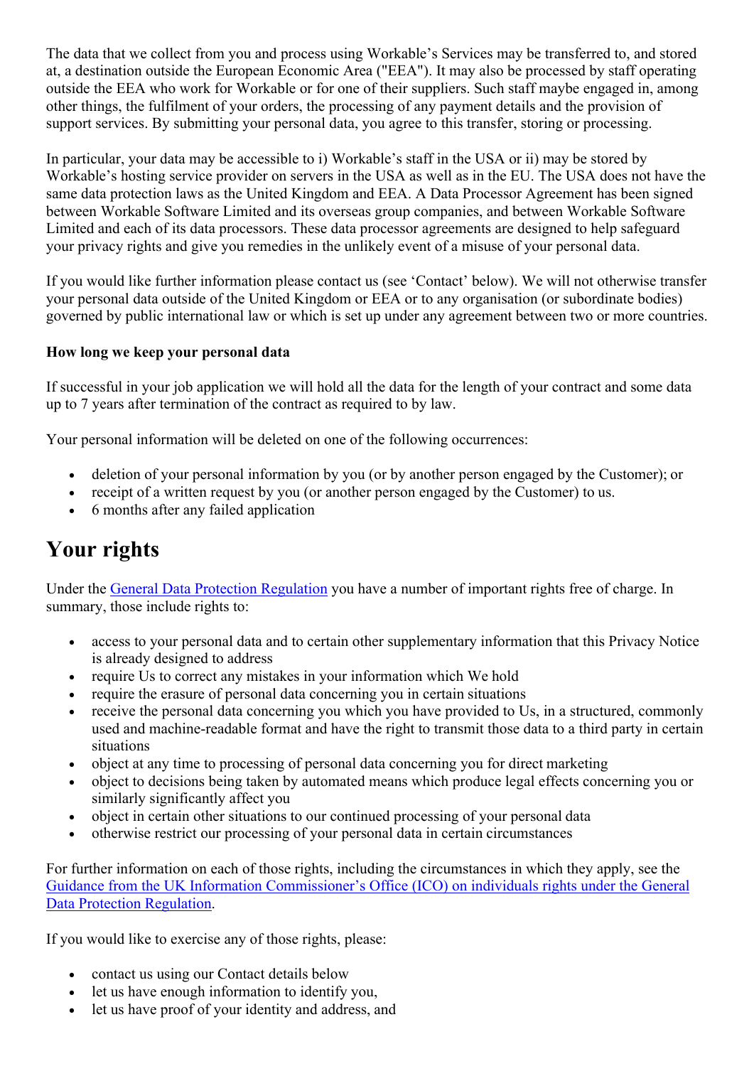The data that we collect from you and process using Workable's Services may be transferred to, and stored at, a destination outside the European Economic Area ("EEA"). It may also be processed by staff operating outside the EEA who work for Workable or for one of their suppliers. Such staff maybe engaged in, among other things, the fulfilment of your orders, the processing of any payment details and the provision of support services. By submitting your personal data, you agree to this transfer, storing or processing.

In particular, your data may be accessible to i) Workable's staff in the USA or ii) may be stored by Workable's hosting service provider on servers in the USA as well as in the EU. The USA does not have the same data protection laws as the United Kingdom and EEA. A Data Processor Agreement has been signed between Workable Software Limited and its overseas group companies, and between Workable Software Limited and each of its data processors. These data processor agreements are designed to help safeguard your privacy rights and give you remedies in the unlikely event of a misuse of your personal data.

If you would like further information please contact us (see 'Contact' below). We will not otherwise transfer your personal data outside of the United Kingdom or EEA or to any organisation (or subordinate bodies) governed by public international law or which is set up under any agreement between two or more countries.

**How long we keep your personal data**

If successful in your job application we will hold all the data for the length of your contract and some data up to 7 years after termination of the contract as required to by law.

Your personal information will be deleted on one of the following occurrences:

- deletion of your personal information by you (or by another person engaged by the Customer); or
- receipt of a written request by you (or another person engaged by the Customer) to us.
- 6 months after any failed application

# Your rights

Under the General Data Protection Regulation you have a number of important rights free of charge. In summary, those include rights to:

- access to your personal data and to certain other supplementary information that this Privacy Notice is already designed to address
- require Us to correct any mistakes in your information which We hold
- require the erasure of personal data concerning you in certain situations
- receive the personal data concerning you which you have provided to Us, in a structured, commonly used and machine-readable format and have the right to transmit those data to a third party in certain situations
- object at any time to processing of personal data concerning you for direct marketing
- object to decisions being taken by automated means which produce legal effects concerning you or similarly significantly affect you
- object in certain other situations to our continued processing of your personal data
- otherwise restrict our processing of your personal data in certain circumstances

For further information on each of those rights, including the circumstances in which they apply, see the Guidance from the UK Information Commissioner's Office (ICO) on individuals rights under the General Data Protection Regulation.

If you would like to exercise any of those rights, please:

- contact us using our Contact details below
- let us have enough information to identify you,
- let us have proof of your identity and address, and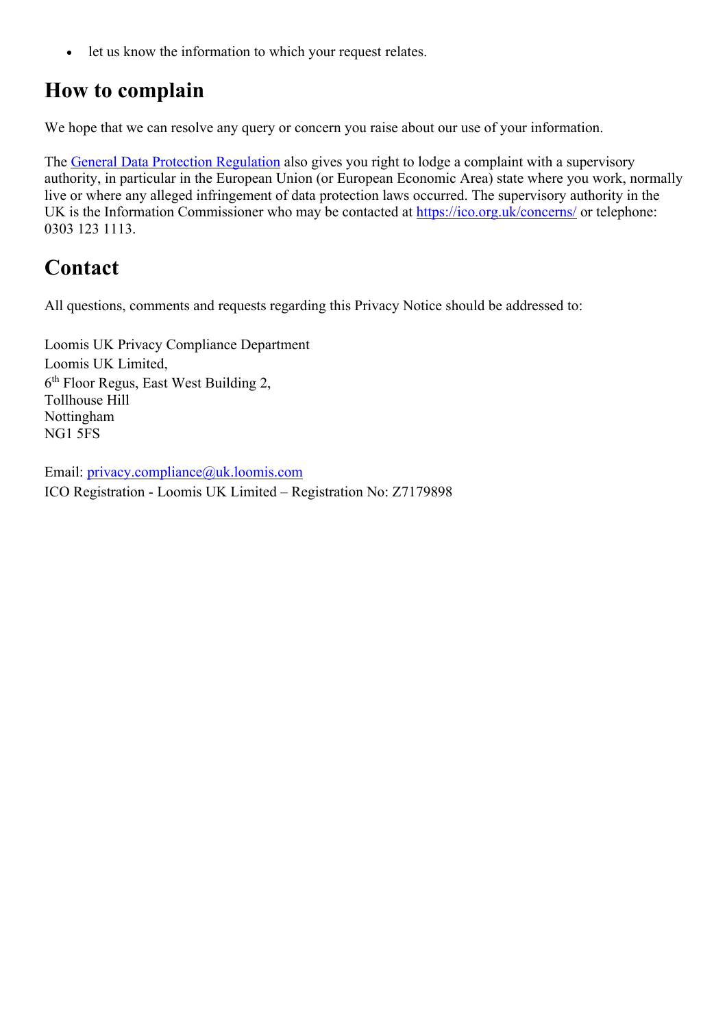- let us know the information to which your request relates.

## How to complain

We hope that we can resolve any query or concern you raise about our use of your information.

The [General Data Protection Regulation](#) also gives you right to lodge a complaint with a supervisory authority, in particular in the European Union (or European Economic Area) state where you work, normally live or where any alleged infringement of data protection laws occurred. The supervisory authority in the UK is the Information Commissioner who may be contacted at [https://ico.org.uk/concerns/](https://ico.org.uk/concerns/) or telephone: 0303 123 1113.

## Contact

All questions, comments and requests regarding this Privacy Notice should be addressed to:

Loomis UK Privacy Compliance Department
Loomis UK Limited,
6th Floor Regus, East West Building 2,
Tollhouse Hill
Nottingham
NG1 5FS

Email: [privacy.compliance@uk.loomis.com](mailto:privacy.compliance@uk.loomis.com)
ICO Registration - Loomis UK Limited – Registration No: Z7179898